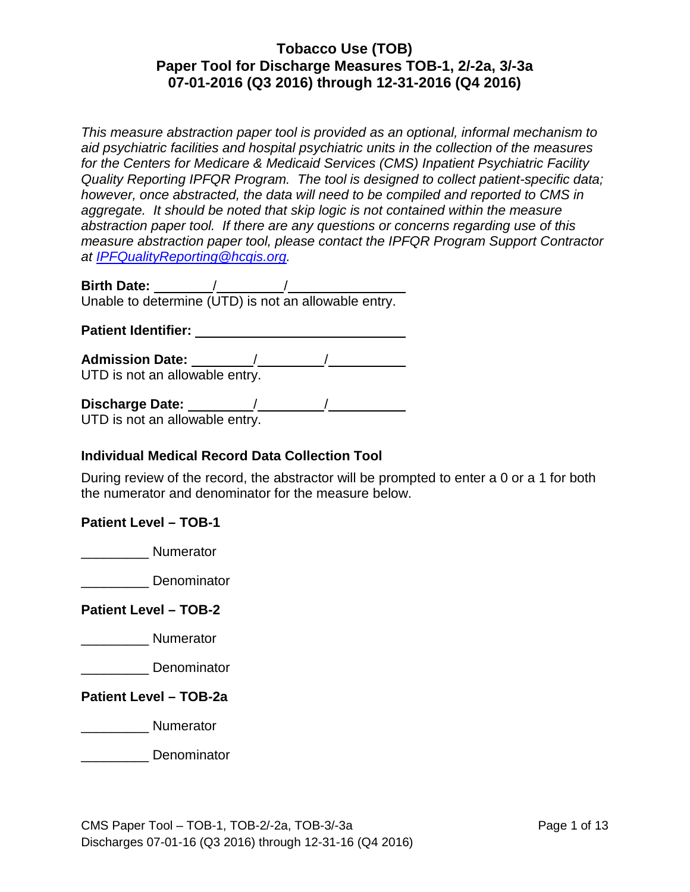# Tobacco Use (TOB)
# Paper Tool for Discharge Measures TOB-1, 2/-2a, 3/-3a
# 07-01-2016 (Q3 2016) through 12-31-2016 (Q4 2016)

*This measure abstraction paper tool is provided as an optional, informal mechanism to aid psychiatric facilities and hospital psychiatric units in the collection of the measures for the Centers for Medicare & Medicaid Services (CMS) Inpatient Psychiatric Facility Quality Reporting IPFQR Program. The tool is designed to collect patient-specific data; however, once abstracted, the data will need to be compiled and reported to CMS in aggregate. It should be noted that skip logic is not contained within the measure abstraction paper tool. If there are any questions or concerns regarding use of this measure abstraction paper tool, please contact the IPFQR Program Support Contractor at [IPFQualityReporting@hcqis.org](mailto:IPFQualityReporting@hcqis.org).*

**Birth Date:** ________/_________/________________
Unable to determine (UTD) is not an allowable entry.

**Patient Identifier:** ____________________________

**Admission Date:** ________/_________/__________
UTD is not an allowable entry.

**Discharge Date:** ________/_________/__________
UTD is not an allowable entry.

### Individual Medical Record Data Collection Tool

During review of the record, the abstractor will be prompted to enter a 0 or a 1 for both the numerator and denominator for the measure below.

**Patient Level – TOB-1**

_________ Numerator

_________ Denominator

**Patient Level – TOB-2**

_________ Numerator

_________ Denominator

**Patient Level – TOB-2a**

_________ Numerator

_________ Denominator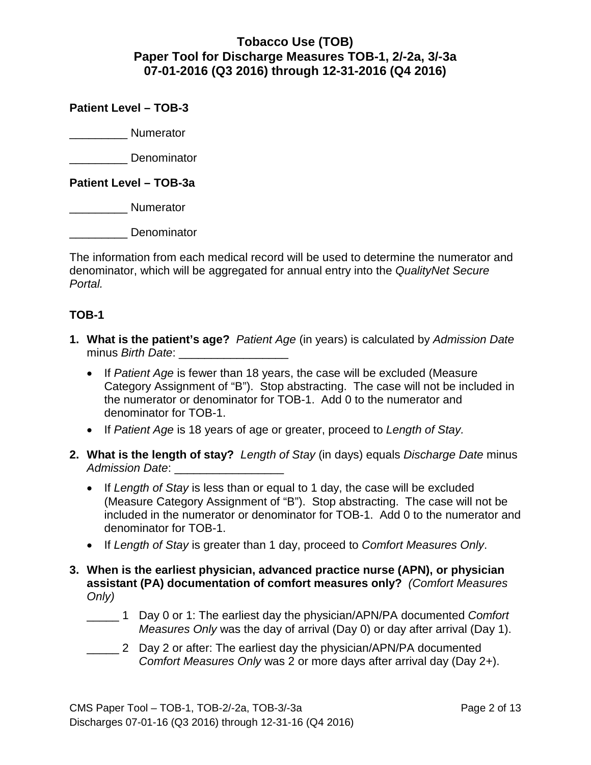# Tobacco Use (TOB)
# Paper Tool for Discharge Measures TOB-1, 2/-2a, 3/-3a
# 07-01-2016 (Q3 2016) through 12-31-2016 (Q4 2016)

**Patient Level – TOB-3**

_________ Numerator

_________ Denominator

**Patient Level – TOB-3a**

_________ Numerator

_________ Denominator

The information from each medical record will be used to determine the numerator and denominator, which will be aggregated for annual entry into the *QualityNet Secure Portal.*

## TOB-1

1. **What is the patient's age?** *Patient Age* (in years) is calculated by *Admission Date* minus *Birth Date*: _________________
   - If *Patient Age* is fewer than 18 years, the case will be excluded (Measure Category Assignment of "B"). Stop abstracting. The case will not be included in the numerator or denominator for TOB-1. Add 0 to the numerator and denominator for TOB-1.
   - If *Patient Age* is 18 years of age or greater, proceed to *Length of Stay.*

2. **What is the length of stay?** *Length of Stay* (in days) equals *Discharge Date* minus *Admission Date*: _________________
   - If *Length of Stay* is less than or equal to 1 day, the case will be excluded (Measure Category Assignment of "B"). Stop abstracting. The case will not be included in the numerator or denominator for TOB-1. Add 0 to the numerator and denominator for TOB-1.
   - If *Length of Stay* is greater than 1 day, proceed to *Comfort Measures Only*.

3. **When is the earliest physician, advanced practice nurse (APN), or physician assistant (PA) documentation of comfort measures only?** *(Comfort Measures Only)*

   _____ 1 Day 0 or 1: The earliest day the physician/APN/PA documented *Comfort Measures Only* was the day of arrival (Day 0) or day after arrival (Day 1).

   _____ 2 Day 2 or after: The earliest day the physician/APN/PA documented *Comfort Measures Only* was 2 or more days after arrival day (Day 2+).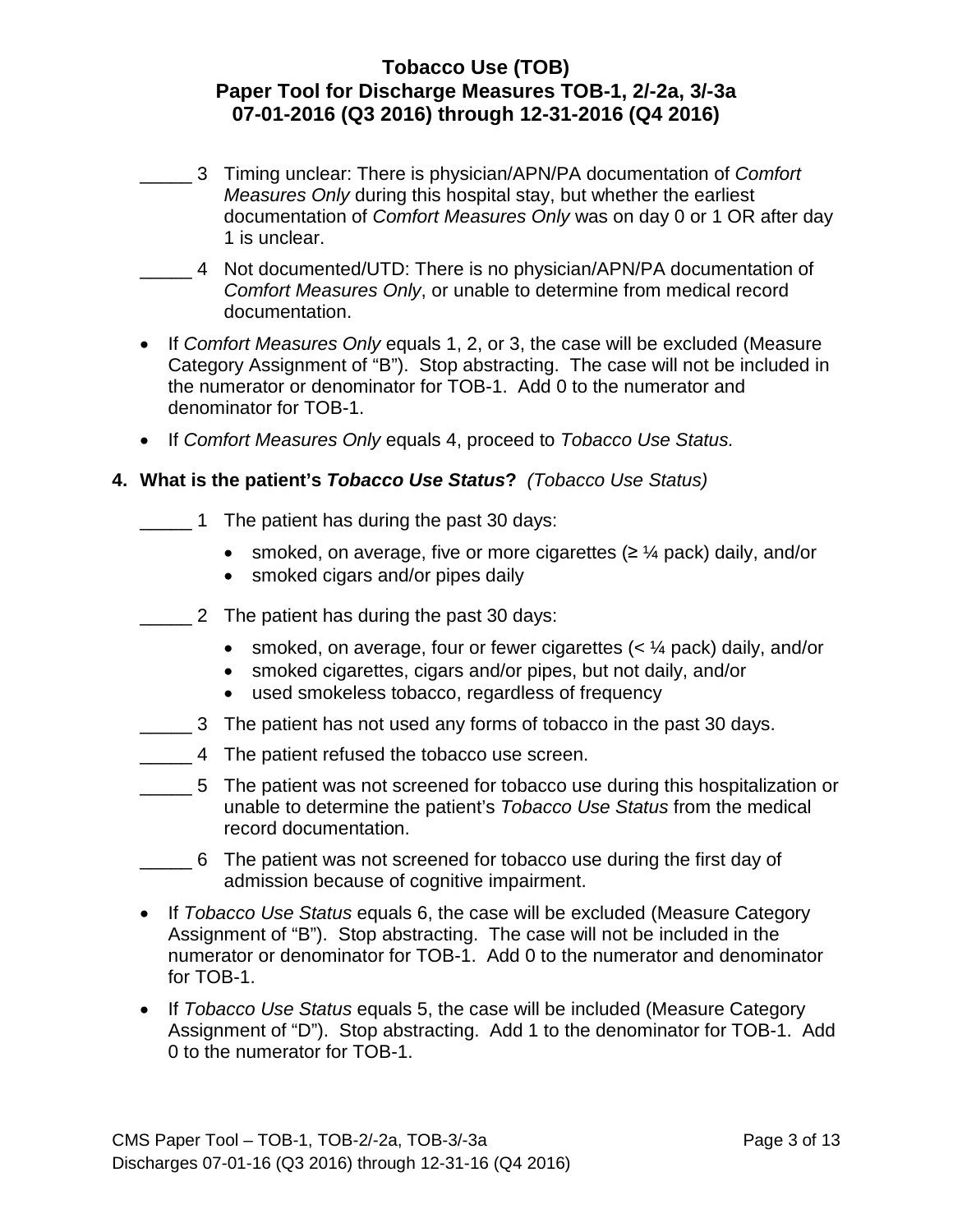_____ 3 Timing unclear: There is physician/APN/PA documentation of *Comfort Measures Only* during this hospital stay, but whether the earliest documentation of *Comfort Measures Only* was on day 0 or 1 OR after day 1 is unclear.

_____ 4 Not documented/UTD: There is no physician/APN/PA documentation of *Comfort Measures Only*, or unable to determine from medical record documentation.

- If *Comfort Measures Only* equals 1, 2, or 3, the case will be excluded (Measure Category Assignment of "B"). Stop abstracting. The case will not be included in the numerator or denominator for TOB-1. Add 0 to the numerator and denominator for TOB-1.
- If *Comfort Measures Only* equals 4, proceed to *Tobacco Use Status.*

**4. What is the patient's *Tobacco Use Status*?** *(Tobacco Use Status)*

_____ 1 The patient has during the past 30 days:

- smoked, on average, five or more cigarettes (≥ ¼ pack) daily, and/or
- smoked cigars and/or pipes daily

_____ 2 The patient has during the past 30 days:

- smoked, on average, four or fewer cigarettes (< ¼ pack) daily, and/or
- smoked cigarettes, cigars and/or pipes, but not daily, and/or
- used smokeless tobacco, regardless of frequency

_____ 3 The patient has not used any forms of tobacco in the past 30 days.

_____ 4 The patient refused the tobacco use screen.

_____ 5 The patient was not screened for tobacco use during this hospitalization or unable to determine the patient's *Tobacco Use Status* from the medical record documentation.

_____ 6 The patient was not screened for tobacco use during the first day of admission because of cognitive impairment.

- If *Tobacco Use Status* equals 6, the case will be excluded (Measure Category Assignment of "B"). Stop abstracting. The case will not be included in the numerator or denominator for TOB-1. Add 0 to the numerator and denominator for TOB-1.
- If *Tobacco Use Status* equals 5, the case will be included (Measure Category Assignment of "D"). Stop abstracting. Add 1 to the denominator for TOB-1. Add 0 to the numerator for TOB-1.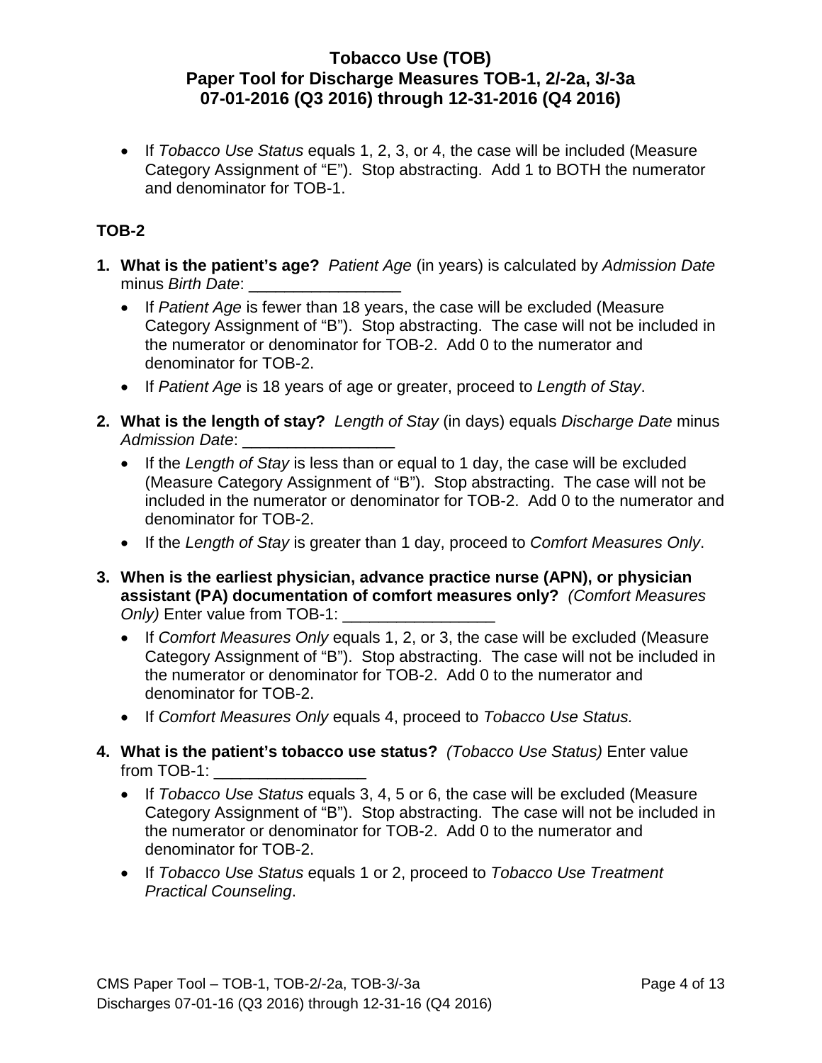- If *Tobacco Use Status* equals 1, 2, 3, or 4, the case will be included (Measure Category Assignment of "E"). Stop abstracting. Add 1 to BOTH the numerator and denominator for TOB-1.

### TOB-2

1. **What is the patient's age?** *Patient Age* (in years) is calculated by *Admission Date* minus *Birth Date*: _________________
   - If *Patient Age* is fewer than 18 years, the case will be excluded (Measure Category Assignment of "B"). Stop abstracting. The case will not be included in the numerator or denominator for TOB-2. Add 0 to the numerator and denominator for TOB-2.
   - If *Patient Age* is 18 years of age or greater, proceed to *Length of Stay*.
2. **What is the length of stay?** *Length of Stay* (in days) equals *Discharge Date* minus *Admission Date*: _________________
   - If the *Length of Stay* is less than or equal to 1 day, the case will be excluded (Measure Category Assignment of "B"). Stop abstracting. The case will not be included in the numerator or denominator for TOB-2. Add 0 to the numerator and denominator for TOB-2.
   - If the *Length of Stay* is greater than 1 day, proceed to *Comfort Measures Only*.
3. **When is the earliest physician, advance practice nurse (APN), or physician assistant (PA) documentation of comfort measures only?** *(Comfort Measures Only)* Enter value from TOB-1: _________________
   - If *Comfort Measures Only* equals 1, 2, or 3, the case will be excluded (Measure Category Assignment of "B"). Stop abstracting. The case will not be included in the numerator or denominator for TOB-2. Add 0 to the numerator and denominator for TOB-2.
   - If *Comfort Measures Only* equals 4, proceed to *Tobacco Use Status.*
4. **What is the patient's tobacco use status?** *(Tobacco Use Status)* Enter value from TOB-1: _________________
   - If *Tobacco Use Status* equals 3, 4, 5 or 6, the case will be excluded (Measure Category Assignment of "B"). Stop abstracting. The case will not be included in the numerator or denominator for TOB-2. Add 0 to the numerator and denominator for TOB-2.
   - If *Tobacco Use Status* equals 1 or 2, proceed to *Tobacco Use Treatment Practical Counseling*.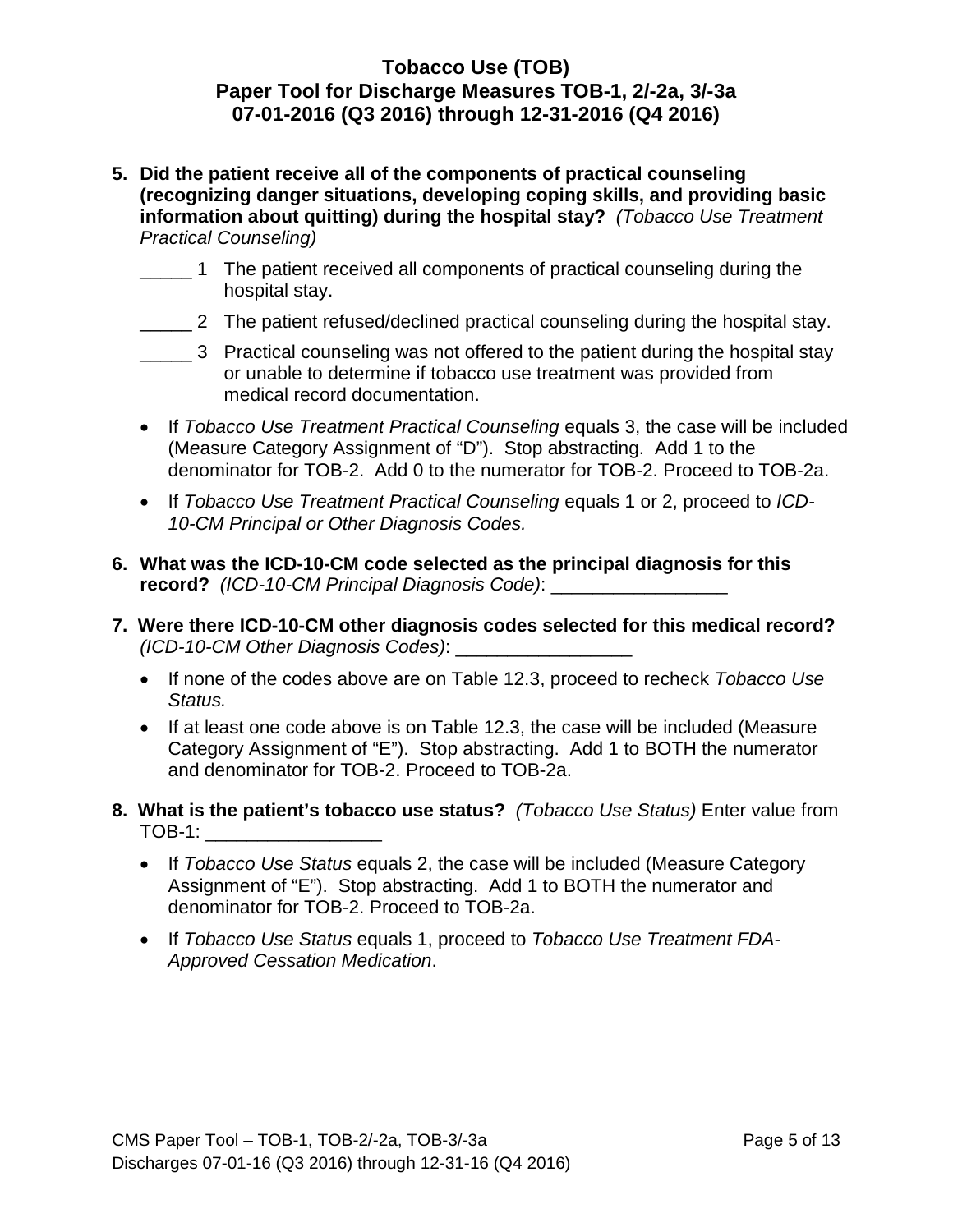**5. Did the patient receive all of the components of practical counseling (recognizing danger situations, developing coping skills, and providing basic information about quitting) during the hospital stay?** *(Tobacco Use Treatment Practical Counseling)*

_____ 1 The patient received all components of practical counseling during the hospital stay.

_____ 2 The patient refused/declined practical counseling during the hospital stay.

_____ 3 Practical counseling was not offered to the patient during the hospital stay or unable to determine if tobacco use treatment was provided from medical record documentation.

- If *Tobacco Use Treatment Practical Counseling* equals 3, the case will be included (Measure Category Assignment of "D"). Stop abstracting. Add 1 to the denominator for TOB-2. Add 0 to the numerator for TOB-2. Proceed to TOB-2a.
- If *Tobacco Use Treatment Practical Counseling* equals 1 or 2, proceed to *ICD-10-CM Principal or Other Diagnosis Codes.*

**6. What was the ICD-10-CM code selected as the principal diagnosis for this record?** *(ICD-10-CM Principal Diagnosis Code)*: _________________

**7. Were there ICD-10-CM other diagnosis codes selected for this medical record?** *(ICD-10-CM Other Diagnosis Codes)*: _________________

- If none of the codes above are on Table 12.3, proceed to recheck *Tobacco Use Status.*
- If at least one code above is on Table 12.3, the case will be included (Measure Category Assignment of "E"). Stop abstracting. Add 1 to BOTH the numerator and denominator for TOB-2. Proceed to TOB-2a.

**8. What is the patient's tobacco use status?** *(Tobacco Use Status)* Enter value from TOB-1: _________________

- If *Tobacco Use Status* equals 2, the case will be included (Measure Category Assignment of "E"). Stop abstracting. Add 1 to BOTH the numerator and denominator for TOB-2. Proceed to TOB-2a.
- If *Tobacco Use Status* equals 1, proceed to *Tobacco Use Treatment FDA-Approved Cessation Medication*.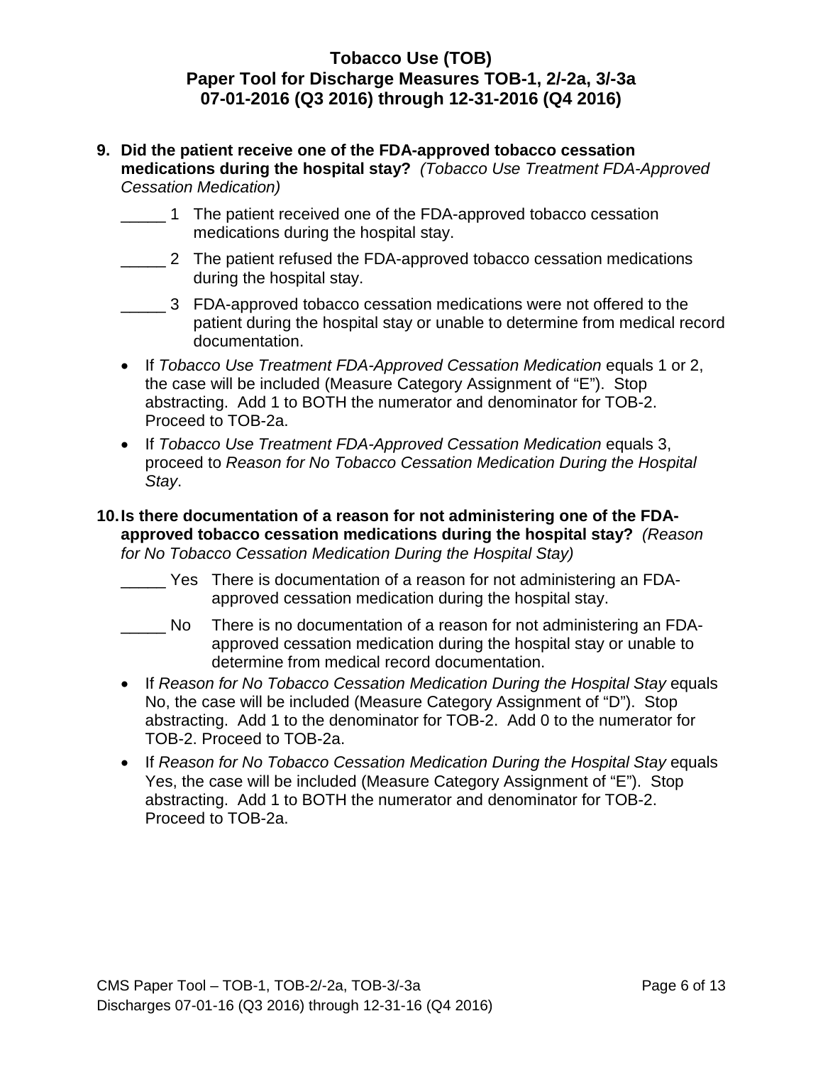**9. Did the patient receive one of the FDA-approved tobacco cessation medications during the hospital stay?** *(Tobacco Use Treatment FDA-Approved Cessation Medication)*

_____ 1 The patient received one of the FDA-approved tobacco cessation medications during the hospital stay.

_____ 2 The patient refused the FDA-approved tobacco cessation medications during the hospital stay.

_____ 3 FDA-approved tobacco cessation medications were not offered to the patient during the hospital stay or unable to determine from medical record documentation.

- If *Tobacco Use Treatment FDA-Approved Cessation Medication* equals 1 or 2, the case will be included (Measure Category Assignment of "E"). Stop abstracting. Add 1 to BOTH the numerator and denominator for TOB-2. Proceed to TOB-2a.
- If *Tobacco Use Treatment FDA-Approved Cessation Medication* equals 3, proceed to *Reason for No Tobacco Cessation Medication During the Hospital Stay*.

**10. Is there documentation of a reason for not administering one of the FDA-approved tobacco cessation medications during the hospital stay?** *(Reason for No Tobacco Cessation Medication During the Hospital Stay)*

_____ Yes There is documentation of a reason for not administering an FDA-approved cessation medication during the hospital stay.

_____ No There is no documentation of a reason for not administering an FDA-approved cessation medication during the hospital stay or unable to determine from medical record documentation.

- If *Reason for No Tobacco Cessation Medication During the Hospital Stay* equals No, the case will be included (Measure Category Assignment of "D"). Stop abstracting. Add 1 to the denominator for TOB-2. Add 0 to the numerator for TOB-2. Proceed to TOB-2a.
- If *Reason for No Tobacco Cessation Medication During the Hospital Stay* equals Yes, the case will be included (Measure Category Assignment of "E"). Stop abstracting. Add 1 to BOTH the numerator and denominator for TOB-2. Proceed to TOB-2a.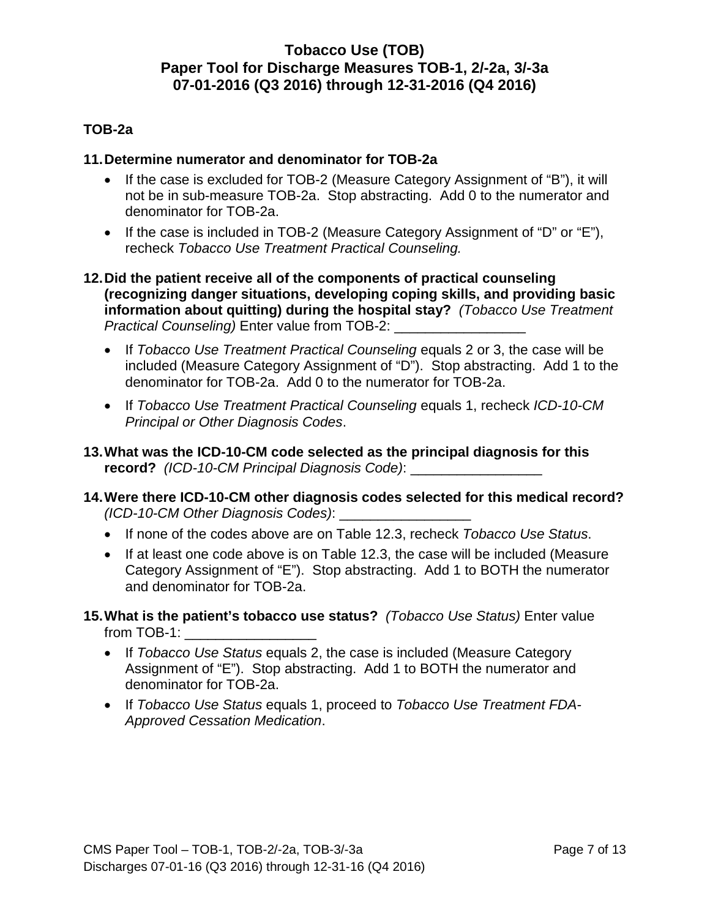# Tobacco Use (TOB)
# Paper Tool for Discharge Measures TOB-1, 2/-2a, 3/-3a
# 07-01-2016 (Q3 2016) through 12-31-2016 (Q4 2016)

## TOB-2a

**11. Determine numerator and denominator for TOB-2a**

- If the case is excluded for TOB-2 (Measure Category Assignment of "B"), it will not be in sub-measure TOB-2a. Stop abstracting. Add 0 to the numerator and denominator for TOB-2a.
- If the case is included in TOB-2 (Measure Category Assignment of "D" or "E"), recheck *Tobacco Use Treatment Practical Counseling.*

**12. Did the patient receive all of the components of practical counseling (recognizing danger situations, developing coping skills, and providing basic information about quitting) during the hospital stay?** *(Tobacco Use Treatment Practical Counseling)* Enter value from TOB-2: _________________

- If *Tobacco Use Treatment Practical Counseling* equals 2 or 3, the case will be included (Measure Category Assignment of "D"). Stop abstracting. Add 1 to the denominator for TOB-2a. Add 0 to the numerator for TOB-2a.
- If *Tobacco Use Treatment Practical Counseling* equals 1, recheck *ICD-10-CM Principal or Other Diagnosis Codes*.

**13. What was the ICD-10-CM code selected as the principal diagnosis for this record?** *(ICD-10-CM Principal Diagnosis Code)*: _________________

**14. Were there ICD-10-CM other diagnosis codes selected for this medical record?** *(ICD-10-CM Other Diagnosis Codes)*: _________________

- If none of the codes above are on Table 12.3, recheck *Tobacco Use Status*.
- If at least one code above is on Table 12.3, the case will be included (Measure Category Assignment of "E"). Stop abstracting. Add 1 to BOTH the numerator and denominator for TOB-2a.

**15. What is the patient's tobacco use status?** *(Tobacco Use Status)* Enter value from TOB-1: _________________

- If *Tobacco Use Status* equals 2, the case is included (Measure Category Assignment of "E"). Stop abstracting. Add 1 to BOTH the numerator and denominator for TOB-2a.
- If *Tobacco Use Status* equals 1, proceed to *Tobacco Use Treatment FDA-Approved Cessation Medication*.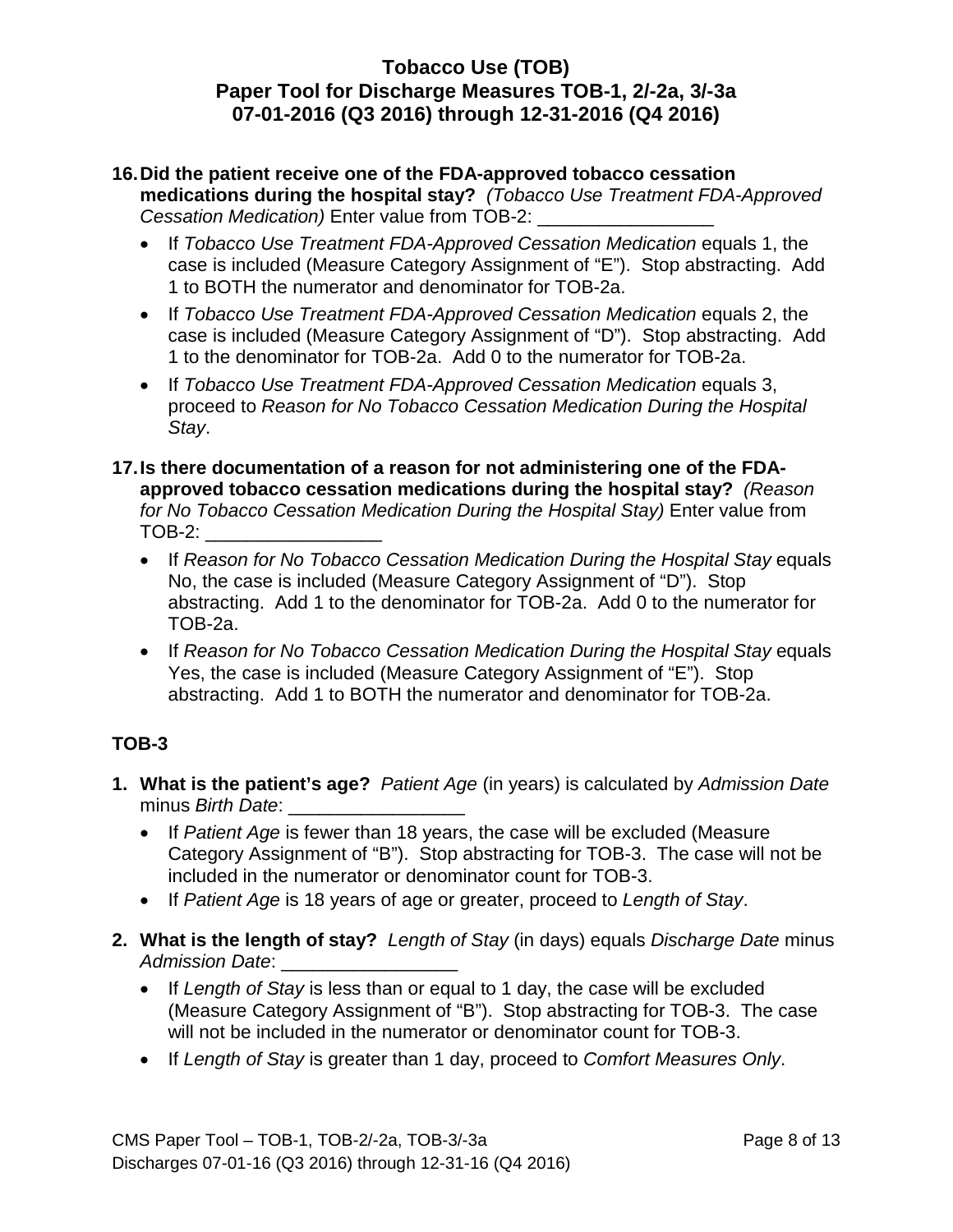16. **Did the patient receive one of the FDA-approved tobacco cessation medications during the hospital stay?** *(Tobacco Use Treatment FDA-Approved Cessation Medication)* Enter value from TOB-2: _________________
   - If *Tobacco Use Treatment FDA-Approved Cessation Medication* equals 1, the case is included (Measure Category Assignment of "E"). Stop abstracting. Add 1 to BOTH the numerator and denominator for TOB-2a.
   - If *Tobacco Use Treatment FDA-Approved Cessation Medication* equals 2, the case is included (Measure Category Assignment of "D"). Stop abstracting. Add 1 to the denominator for TOB-2a. Add 0 to the numerator for TOB-2a.
   - If *Tobacco Use Treatment FDA-Approved Cessation Medication* equals 3, proceed to *Reason for No Tobacco Cessation Medication During the Hospital Stay*.

17. **Is there documentation of a reason for not administering one of the FDA-approved tobacco cessation medications during the hospital stay?** *(Reason for No Tobacco Cessation Medication During the Hospital Stay)* Enter value from TOB-2: _________________
   - If *Reason for No Tobacco Cessation Medication During the Hospital Stay* equals No, the case is included (Measure Category Assignment of "D"). Stop abstracting. Add 1 to the denominator for TOB-2a. Add 0 to the numerator for TOB-2a.
   - If *Reason for No Tobacco Cessation Medication During the Hospital Stay* equals Yes, the case is included (Measure Category Assignment of "E"). Stop abstracting. Add 1 to BOTH the numerator and denominator for TOB-2a.

### TOB-3

1. **What is the patient's age?** *Patient Age* (in years) is calculated by *Admission Date* minus *Birth Date*: _________________
   - If *Patient Age* is fewer than 18 years, the case will be excluded (Measure Category Assignment of "B"). Stop abstracting for TOB-3. The case will not be included in the numerator or denominator count for TOB-3.
   - If *Patient Age* is 18 years of age or greater, proceed to *Length of Stay*.

2. **What is the length of stay?** *Length of Stay* (in days) equals *Discharge Date* minus *Admission Date*: _________________
   - If *Length of Stay* is less than or equal to 1 day, the case will be excluded (Measure Category Assignment of "B"). Stop abstracting for TOB-3. The case will not be included in the numerator or denominator count for TOB-3.
   - If *Length of Stay* is greater than 1 day, proceed to *Comfort Measures Only*.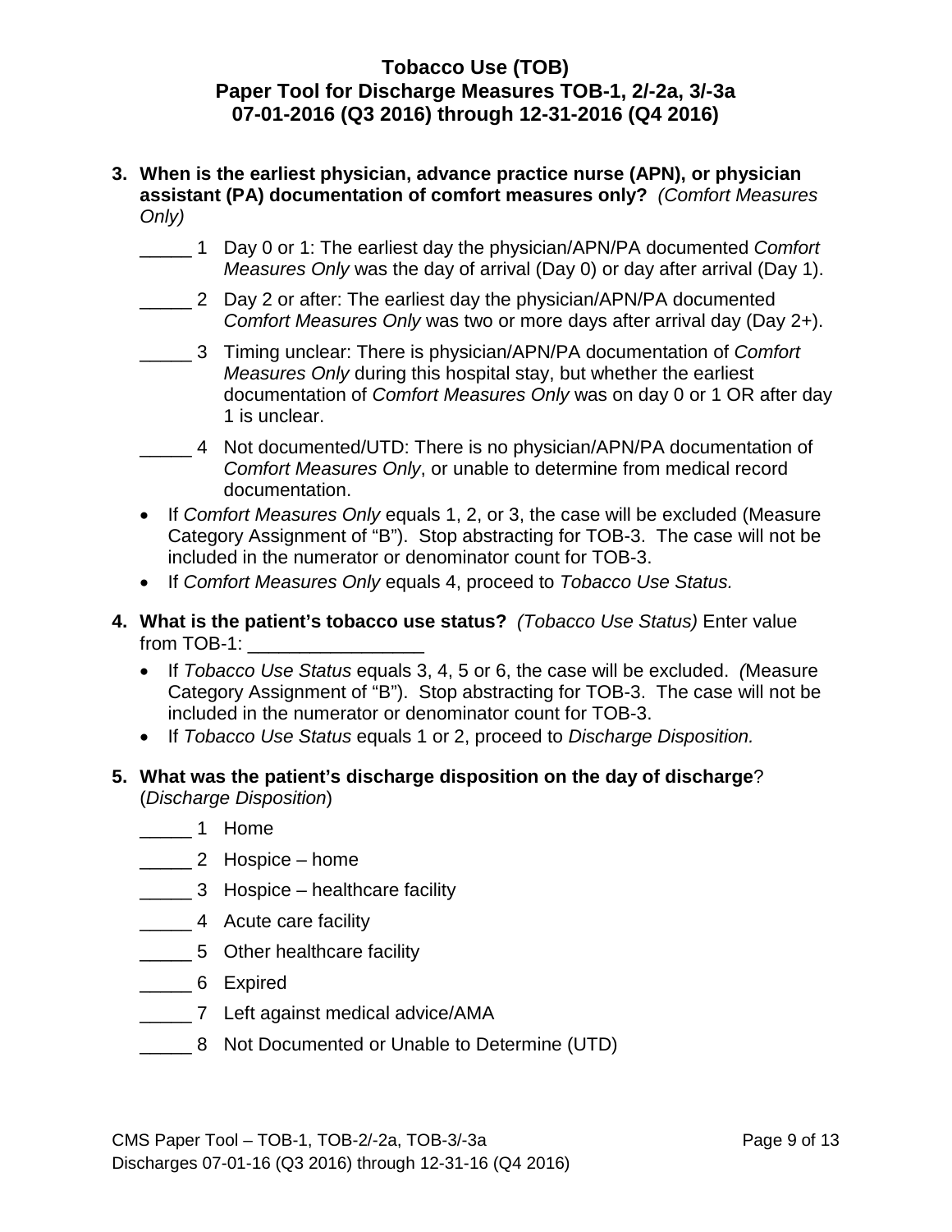**3. When is the earliest physician, advance practice nurse (APN), or physician assistant (PA) documentation of comfort measures only?** *(Comfort Measures Only)*

_____ 1 Day 0 or 1: The earliest day the physician/APN/PA documented *Comfort Measures Only* was the day of arrival (Day 0) or day after arrival (Day 1).

_____ 2 Day 2 or after: The earliest day the physician/APN/PA documented *Comfort Measures Only* was two or more days after arrival day (Day 2+).

_____ 3 Timing unclear: There is physician/APN/PA documentation of *Comfort Measures Only* during this hospital stay, but whether the earliest documentation of *Comfort Measures Only* was on day 0 or 1 OR after day 1 is unclear.

_____ 4 Not documented/UTD: There is no physician/APN/PA documentation of *Comfort Measures Only*, or unable to determine from medical record documentation.

- If *Comfort Measures Only* equals 1, 2, or 3, the case will be excluded (Measure Category Assignment of "B"). Stop abstracting for TOB-3. The case will not be included in the numerator or denominator count for TOB-3.
- If *Comfort Measures Only* equals 4, proceed to *Tobacco Use Status.*

**4. What is the patient's tobacco use status?** *(Tobacco Use Status)* Enter value from TOB-1: _________________

- If *Tobacco Use Status* equals 3, 4, 5 or 6, the case will be excluded. *(*Measure Category Assignment of "B"). Stop abstracting for TOB-3. The case will not be included in the numerator or denominator count for TOB-3.
- If *Tobacco Use Status* equals 1 or 2, proceed to *Discharge Disposition.*

**5. What was the patient's discharge disposition on the day of discharge**? (*Discharge Disposition*)

_____ 1 Home

_____ 2 Hospice – home

_____ 3 Hospice – healthcare facility

_____ 4 Acute care facility

_____ 5 Other healthcare facility

_____ 6 Expired

_____ 7 Left against medical advice/AMA

_____ 8 Not Documented or Unable to Determine (UTD)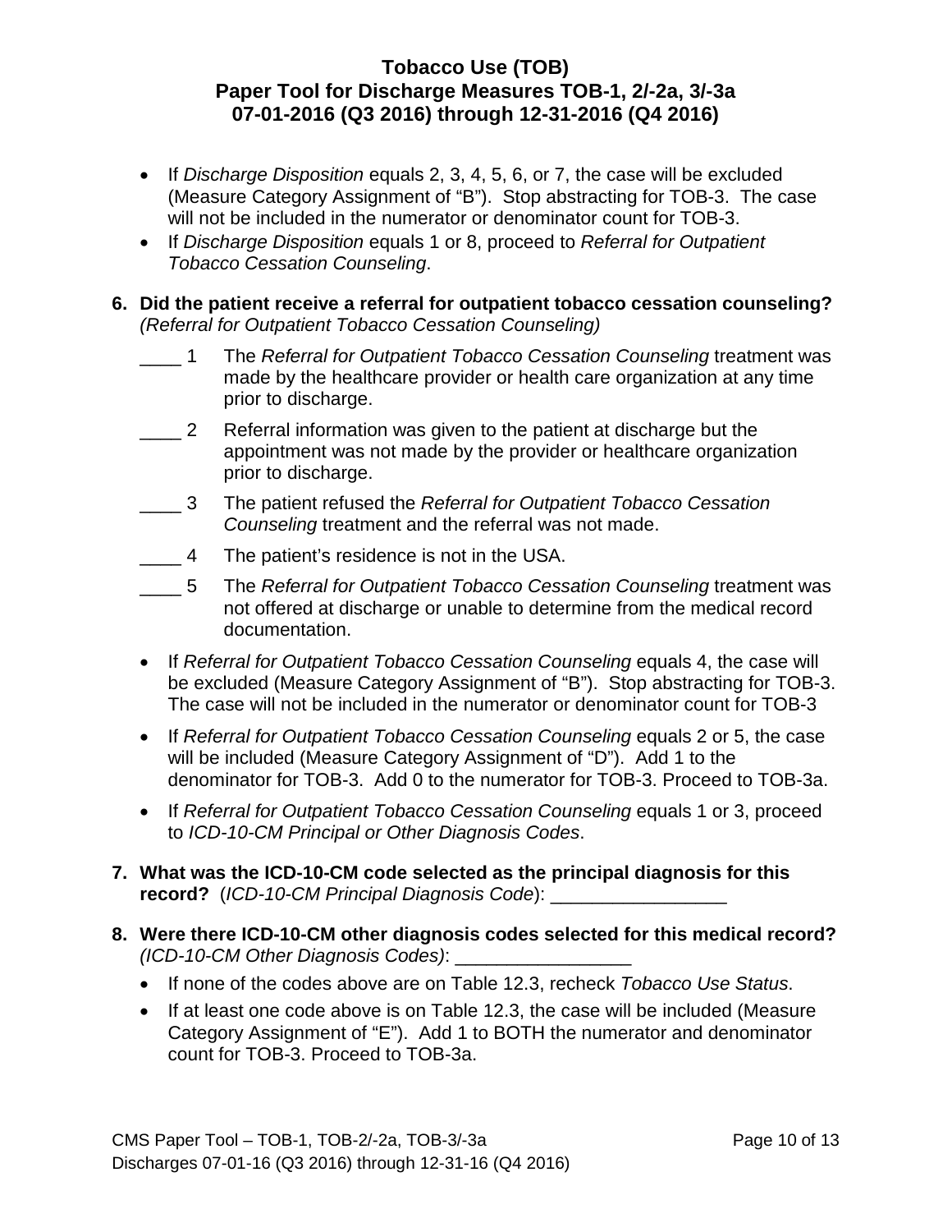- If *Discharge Disposition* equals 2, 3, 4, 5, 6, or 7, the case will be excluded (Measure Category Assignment of "B"). Stop abstracting for TOB-3. The case will not be included in the numerator or denominator count for TOB-3.
- If *Discharge Disposition* equals 1 or 8, proceed to *Referral for Outpatient Tobacco Cessation Counseling*.

**6. Did the patient receive a referral for outpatient tobacco cessation counseling?** *(Referral for Outpatient Tobacco Cessation Counseling)*

____ 1 The *Referral for Outpatient Tobacco Cessation Counseling* treatment was made by the healthcare provider or health care organization at any time prior to discharge.

____ 2 Referral information was given to the patient at discharge but the appointment was not made by the provider or healthcare organization prior to discharge.

____ 3 The patient refused the *Referral for Outpatient Tobacco Cessation Counseling* treatment and the referral was not made.

____ 4 The patient's residence is not in the USA.

____ 5 The *Referral for Outpatient Tobacco Cessation Counseling* treatment was not offered at discharge or unable to determine from the medical record documentation.

- If *Referral for Outpatient Tobacco Cessation Counseling* equals 4, the case will be excluded (Measure Category Assignment of "B"). Stop abstracting for TOB-3. The case will not be included in the numerator or denominator count for TOB-3
- If *Referral for Outpatient Tobacco Cessation Counseling* equals 2 or 5, the case will be included (Measure Category Assignment of "D"). Add 1 to the denominator for TOB-3. Add 0 to the numerator for TOB-3. Proceed to TOB-3a.
- If *Referral for Outpatient Tobacco Cessation Counseling* equals 1 or 3, proceed to *ICD-10-CM Principal or Other Diagnosis Codes*.

**7. What was the ICD-10-CM code selected as the principal diagnosis for this record?** (*ICD-10-CM Principal Diagnosis Code*): _________________

**8. Were there ICD-10-CM other diagnosis codes selected for this medical record?** *(ICD-10-CM Other Diagnosis Codes)*: _________________

- If none of the codes above are on Table 12.3, recheck *Tobacco Use Status*.
- If at least one code above is on Table 12.3, the case will be included (Measure Category Assignment of "E"). Add 1 to BOTH the numerator and denominator count for TOB-3. Proceed to TOB-3a.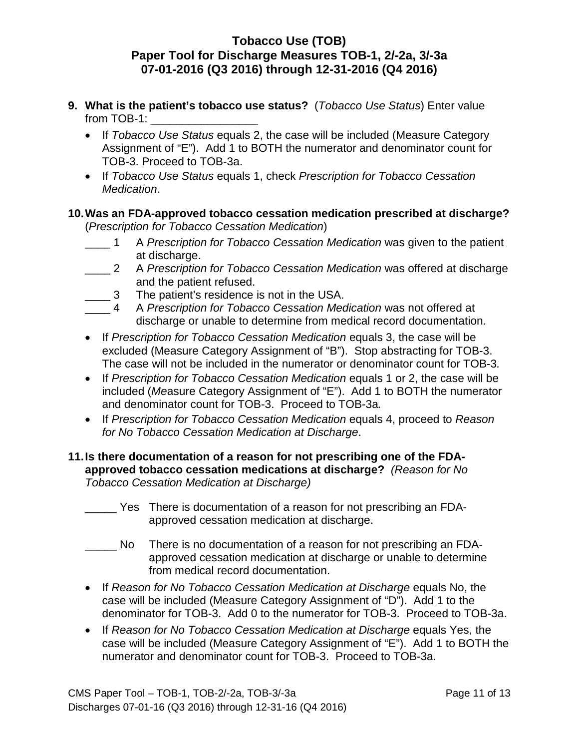**9. What is the patient's tobacco use status?** (*Tobacco Use Status*) Enter value from TOB-1: _________________

- If *Tobacco Use Status* equals 2, the case will be included (Measure Category Assignment of "E"). Add 1 to BOTH the numerator and denominator count for TOB-3. Proceed to TOB-3a.
- If *Tobacco Use Status* equals 1, check *Prescription for Tobacco Cessation Medication*.

**10. Was an FDA-approved tobacco cessation medication prescribed at discharge?** (*Prescription for Tobacco Cessation Medication*)

____ 1 A *Prescription for Tobacco Cessation Medication* was given to the patient at discharge.
____ 2 A *Prescription for Tobacco Cessation Medication* was offered at discharge and the patient refused.
____ 3 The patient's residence is not in the USA.
____ 4 A *Prescription for Tobacco Cessation Medication* was not offered at discharge or unable to determine from medical record documentation.

- If *Prescription for Tobacco Cessation Medication* equals 3, the case will be excluded (Measure Category Assignment of "B"). Stop abstracting for TOB-3. The case will not be included in the numerator or denominator count for TOB-3.
- If *Prescription for Tobacco Cessation Medication* equals 1 or 2, the case will be included (Measure Category Assignment of "E"). Add 1 to BOTH the numerator and denominator count for TOB-3. Proceed to TOB-3a.
- If *Prescription for Tobacco Cessation Medication* equals 4, proceed to *Reason for No Tobacco Cessation Medication at Discharge*.

**11. Is there documentation of a reason for not prescribing one of the FDA-approved tobacco cessation medications at discharge?** *(Reason for No Tobacco Cessation Medication at Discharge)*

_____ Yes There is documentation of a reason for not prescribing an FDA-approved cessation medication at discharge.

_____ No There is no documentation of a reason for not prescribing an FDA-approved cessation medication at discharge or unable to determine from medical record documentation.

- If *Reason for No Tobacco Cessation Medication at Discharge* equals No, the case will be included (Measure Category Assignment of "D"). Add 1 to the denominator for TOB-3. Add 0 to the numerator for TOB-3. Proceed to TOB-3a.
- If *Reason for No Tobacco Cessation Medication at Discharge* equals Yes, the case will be included (Measure Category Assignment of "E"). Add 1 to BOTH the numerator and denominator count for TOB-3. Proceed to TOB-3a.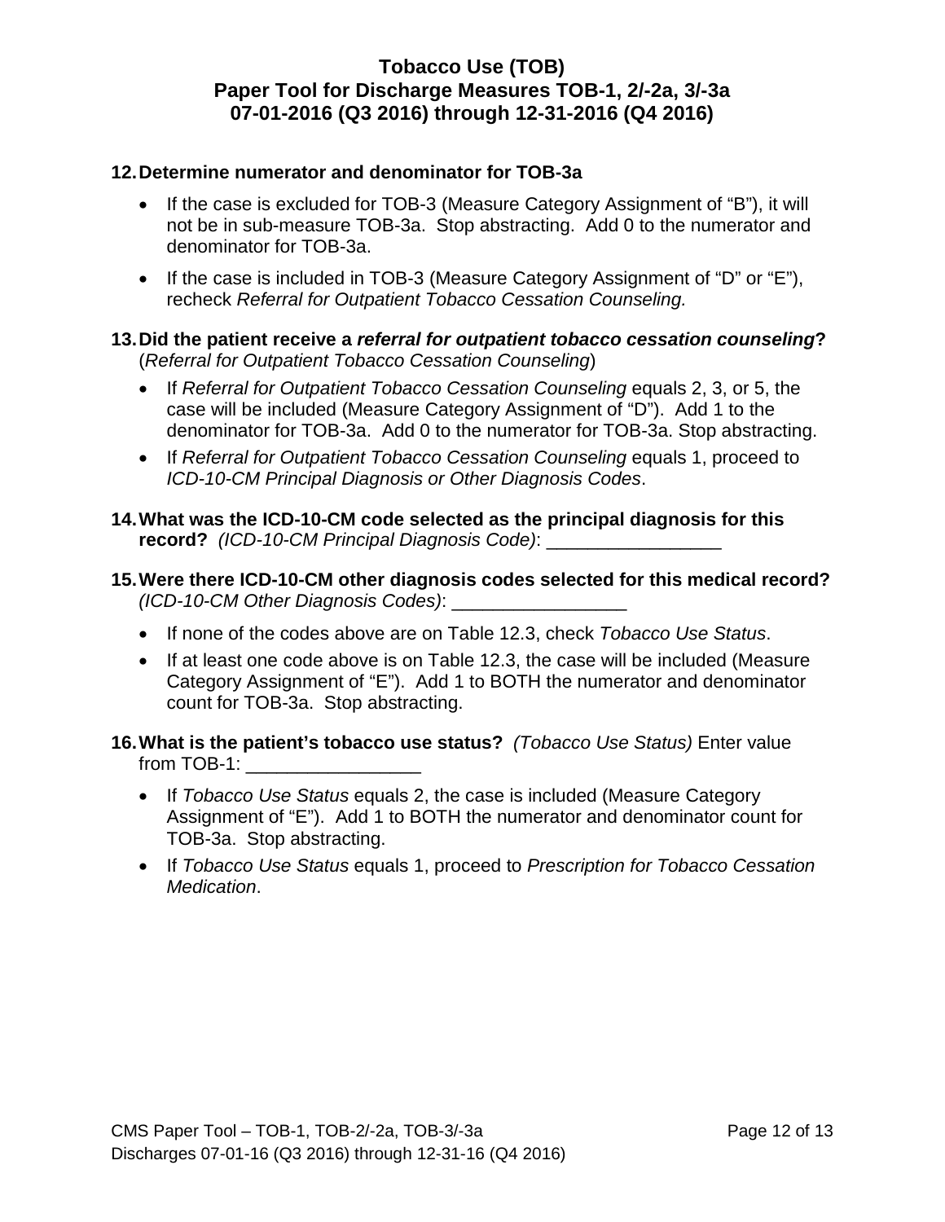# Tobacco Use (TOB)
## Paper Tool for Discharge Measures TOB-1, 2/-2a, 3/-3a
## 07-01-2016 (Q3 2016) through 12-31-2016 (Q4 2016)

**12. Determine numerator and denominator for TOB-3a**

- If the case is excluded for TOB-3 (Measure Category Assignment of "B"), it will not be in sub-measure TOB-3a. Stop abstracting. Add 0 to the numerator and denominator for TOB-3a.
- If the case is included in TOB-3 (Measure Category Assignment of "D" or "E"), recheck *Referral for Outpatient Tobacco Cessation Counseling.*

**13. Did the patient receive a *referral for outpatient tobacco cessation counseling*?** (*Referral for Outpatient Tobacco Cessation Counseling*)

- If *Referral for Outpatient Tobacco Cessation Counseling* equals 2, 3, or 5, the case will be included (Measure Category Assignment of "D"). Add 1 to the denominator for TOB-3a. Add 0 to the numerator for TOB-3a. Stop abstracting.
- If *Referral for Outpatient Tobacco Cessation Counseling* equals 1, proceed to *ICD-10-CM Principal Diagnosis or Other Diagnosis Codes*.

**14. What was the ICD-10-CM code selected as the principal diagnosis for this record?** *(ICD-10-CM Principal Diagnosis Code)*: _________________

**15. Were there ICD-10-CM other diagnosis codes selected for this medical record?** *(ICD-10-CM Other Diagnosis Codes)*: _________________

- If none of the codes above are on Table 12.3, check *Tobacco Use Status*.
- If at least one code above is on Table 12.3, the case will be included (Measure Category Assignment of "E"). Add 1 to BOTH the numerator and denominator count for TOB-3a. Stop abstracting.

**16. What is the patient's tobacco use status?** *(Tobacco Use Status)* Enter value from TOB-1: _________________

- If *Tobacco Use Status* equals 2, the case is included (Measure Category Assignment of "E"). Add 1 to BOTH the numerator and denominator count for TOB-3a. Stop abstracting.
- If *Tobacco Use Status* equals 1, proceed to *Prescription for Tobacco Cessation Medication*.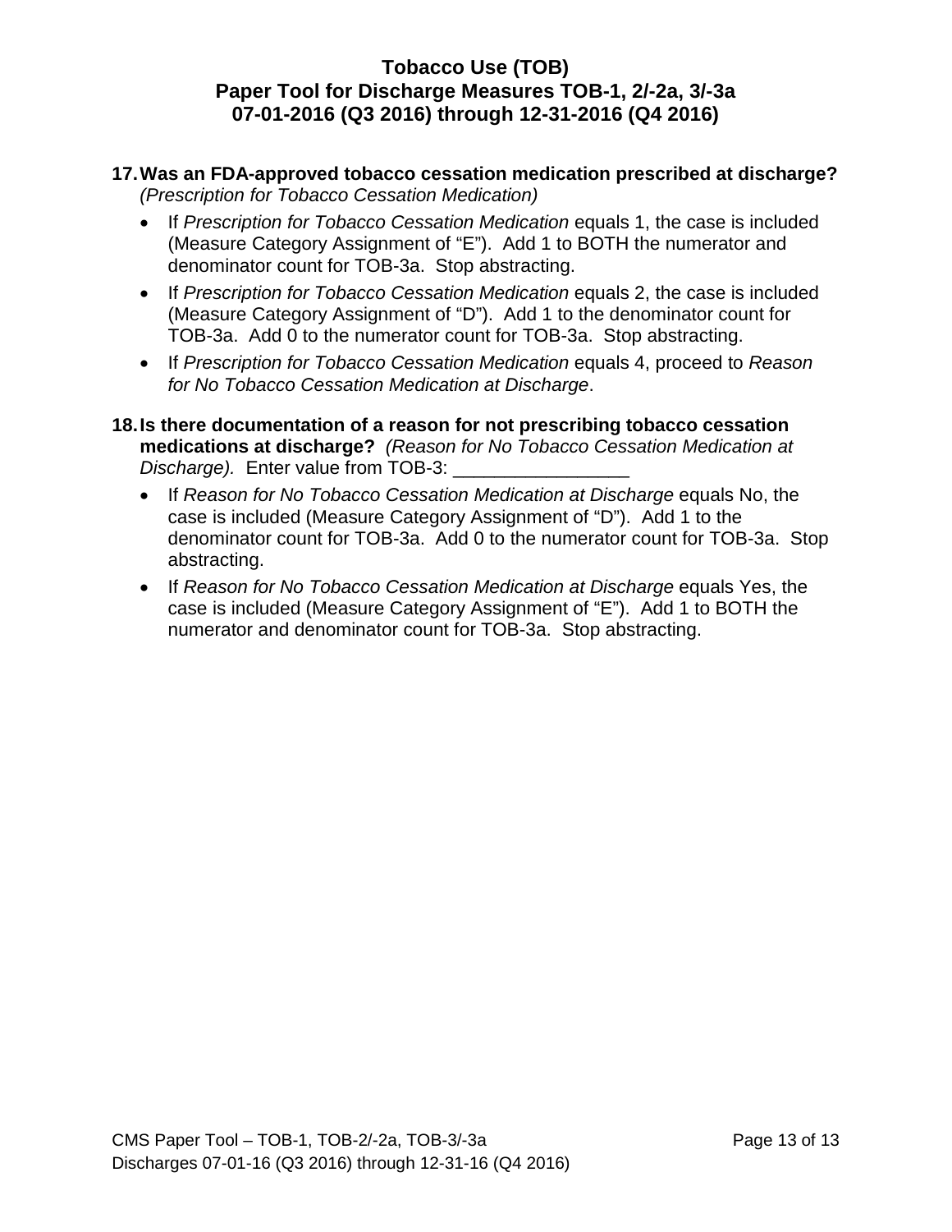17. **Was an FDA-approved tobacco cessation medication prescribed at discharge?** *(Prescription for Tobacco Cessation Medication)*
    - If *Prescription for Tobacco Cessation Medication* equals 1, the case is included (Measure Category Assignment of “E”). Add 1 to BOTH the numerator and denominator count for TOB-3a. Stop abstracting.
    - If *Prescription for Tobacco Cessation Medication* equals 2, the case is included (Measure Category Assignment of “D”). Add 1 to the denominator count for TOB-3a. Add 0 to the numerator count for TOB-3a. Stop abstracting.
    - If *Prescription for Tobacco Cessation Medication* equals 4, proceed to *Reason for No Tobacco Cessation Medication at Discharge*.

18. **Is there documentation of a reason for not prescribing tobacco cessation medications at discharge?** *(Reason for No Tobacco Cessation Medication at Discharge).* Enter value from TOB-3: _________________
    - If *Reason for No Tobacco Cessation Medication at Discharge* equals No, the case is included (Measure Category Assignment of “D”). Add 1 to the denominator count for TOB-3a. Add 0 to the numerator count for TOB-3a. Stop abstracting.
    - If *Reason for No Tobacco Cessation Medication at Discharge* equals Yes, the case is included (Measure Category Assignment of “E”). Add 1 to BOTH the numerator and denominator count for TOB-3a. Stop abstracting.